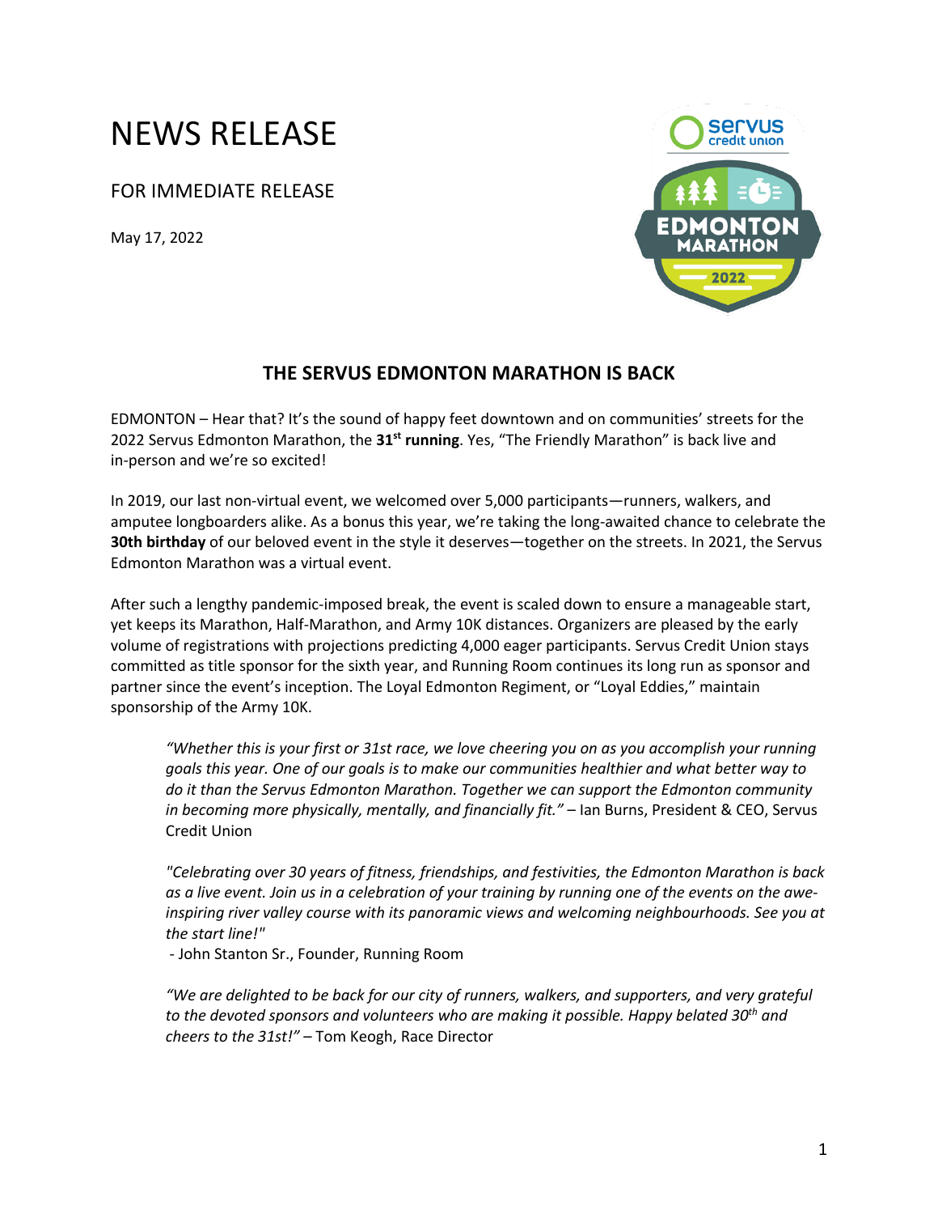# NEWS RELEASE

FOR IMMEDIATE RELEASE

May 17, 2022

## THE SERVUS EDMONTON MARATHON IS BACK

EDMONTON – Hear that? It's the sound of happy feet downtown and on communities' streets for the 2022 Servus Edmonton Marathon, the **31st running**. Yes, "The Friendly Marathon" is back live and in-person and we're so excited!

In 2019, our last non-virtual event, we welcomed over 5,000 participants—runners, walkers, and amputee longboarders alike. As a bonus this year, we're taking the long-awaited chance to celebrate the **30th birthday** of our beloved event in the style it deserves—together on the streets. In 2021, the Servus Edmonton Marathon was a virtual event.

After such a lengthy pandemic-imposed break, the event is scaled down to ensure a manageable start, yet keeps its Marathon, Half-Marathon, and Army 10K distances. Organizers are pleased by the early volume of registrations with projections predicting 4,000 eager participants. Servus Credit Union stays committed as title sponsor for the sixth year, and Running Room continues its long run as sponsor and partner since the event's inception. The Loyal Edmonton Regiment, or "Loyal Eddies," maintain sponsorship of the Army 10K.

> *"Whether this is your first or 31st race, we love cheering you on as you accomplish your running goals this year. One of our goals is to make our communities healthier and what better way to do it than the Servus Edmonton Marathon. Together we can support the Edmonton community in becoming more physically, mentally, and financially fit."* – Ian Burns, President & CEO, Servus Credit Union

> *"Celebrating over 30 years of fitness, friendships, and festivities, the Edmonton Marathon is back as a live event. Join us in a celebration of your training by running one of the events on the awe-inspiring river valley course with its panoramic views and welcoming neighbourhoods. See you at the start line!"*
> - John Stanton Sr., Founder, Running Room

> *"We are delighted to be back for our city of runners, walkers, and supporters, and very grateful to the devoted sponsors and volunteers who are making it possible. Happy belated 30th and cheers to the 31st!"* – Tom Keogh, Race Director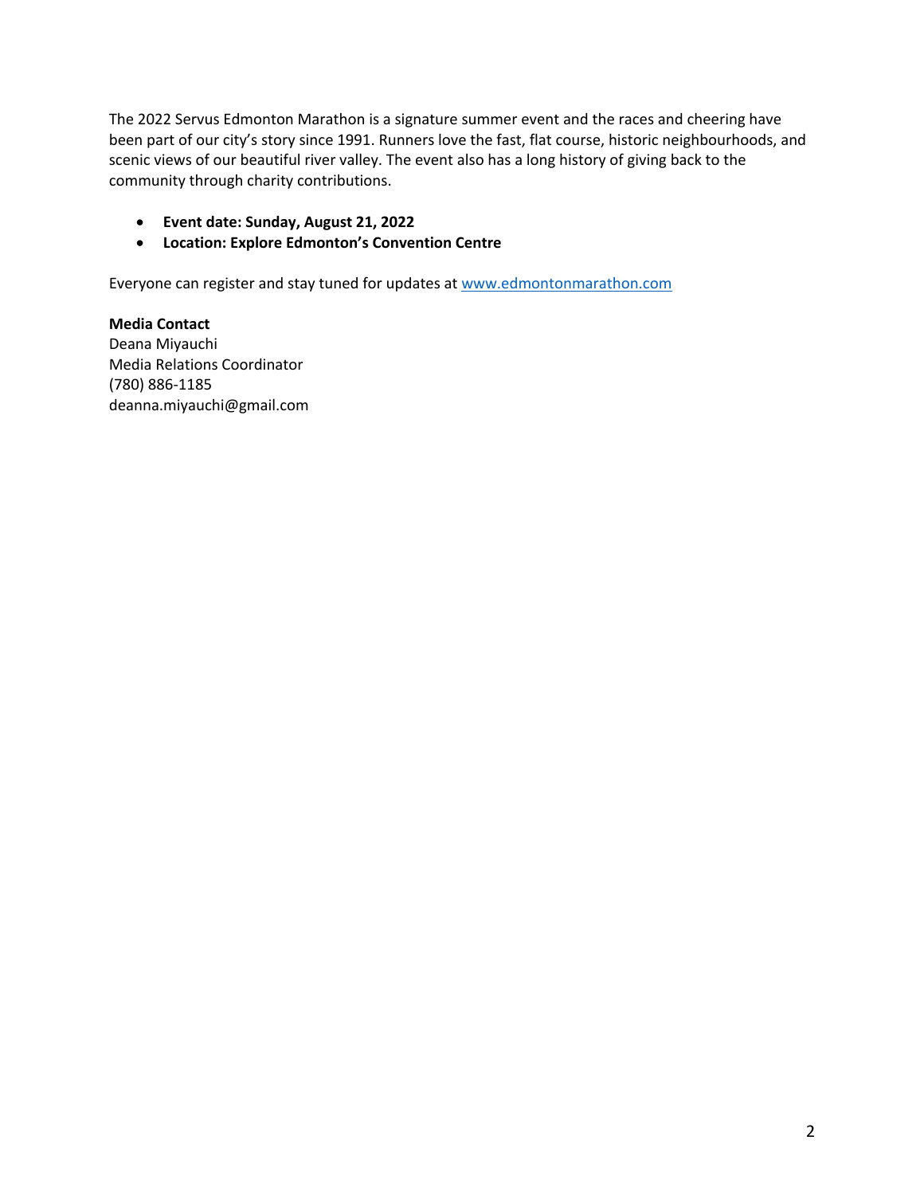The 2022 Servus Edmonton Marathon is a signature summer event and the races and cheering have been part of our city's story since 1991. Runners love the fast, flat course, historic neighbourhoods, and scenic views of our beautiful river valley. The event also has a long history of giving back to the community through charity contributions.

- **Event date: Sunday, August 21, 2022**
- **Location: Explore Edmonton's Convention Centre**

Everyone can register and stay tuned for updates at [www.edmontonmarathon.com](http://www.edmontonmarathon.com)

**Media Contact**
Deana Miyauchi
Media Relations Coordinator
(780) 886-1185
deanna.miyauchi@gmail.com